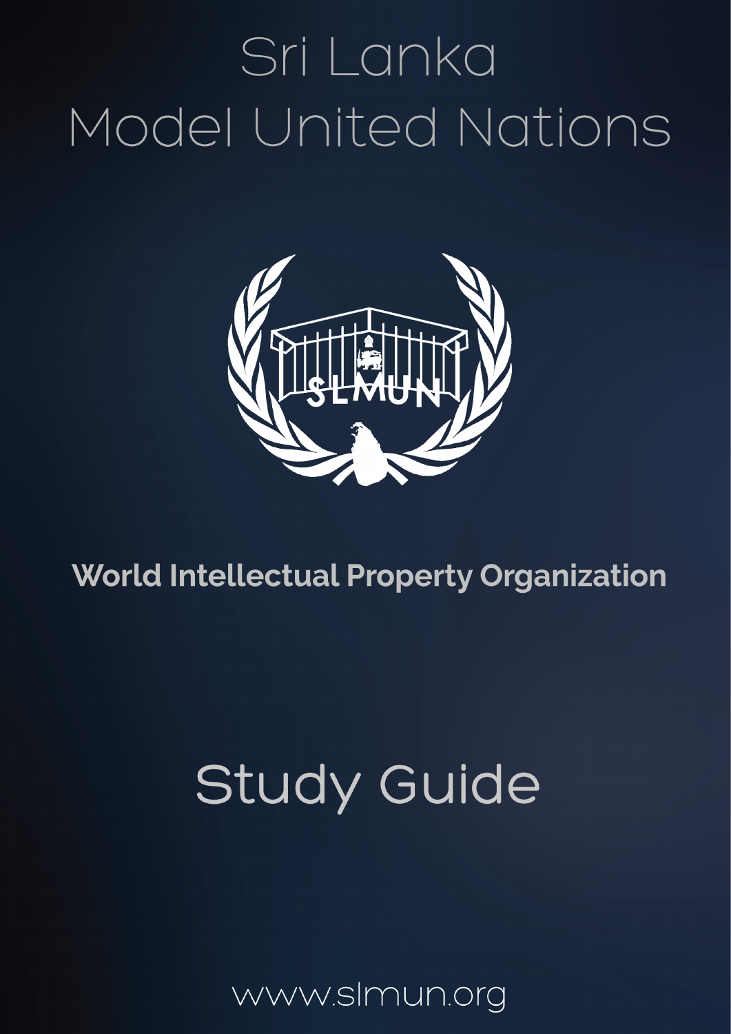# Sri Lanka Model United Nations

**World Intellectual Property Organization**

# Study Guide

www.slmun.org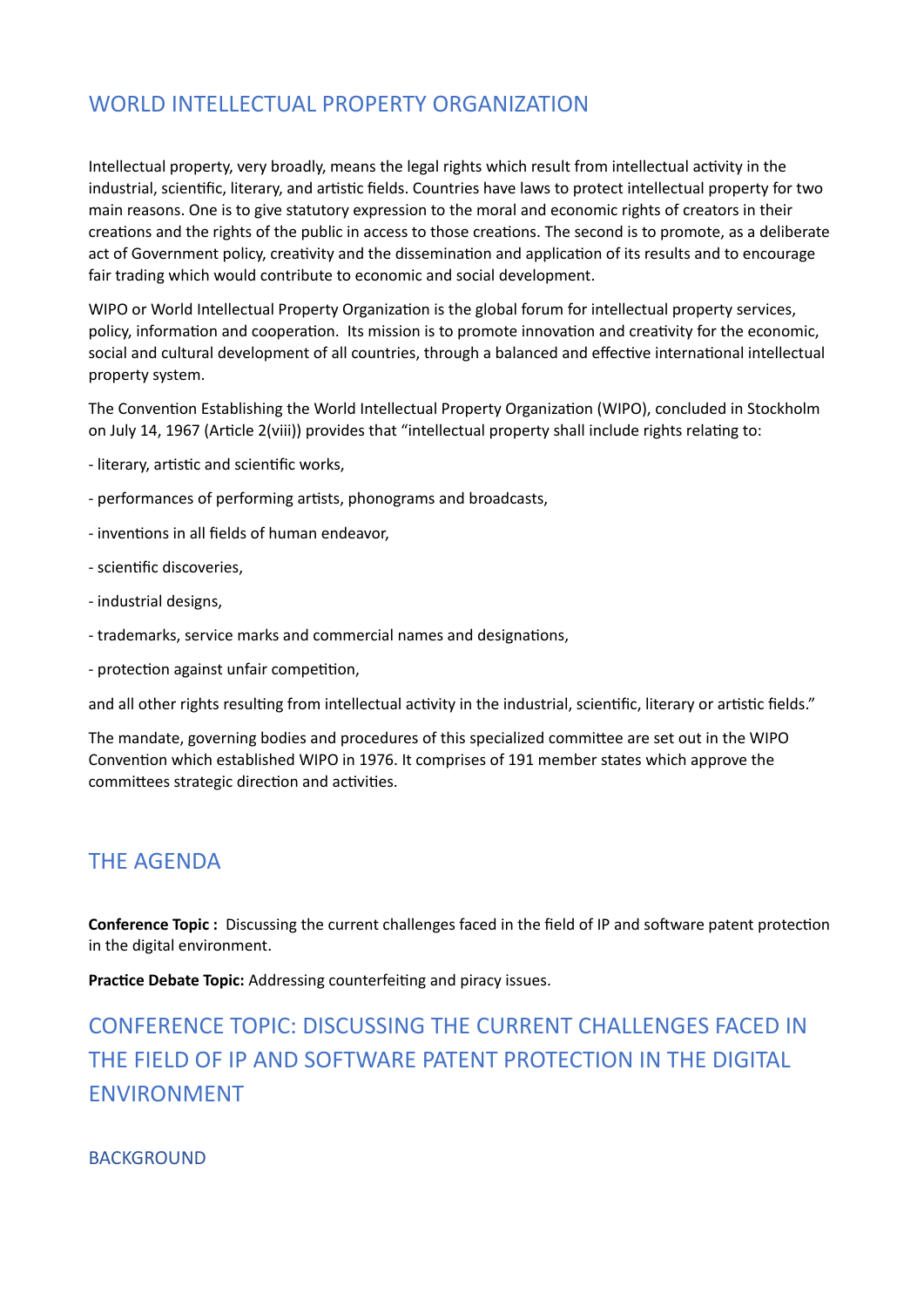# WORLD INTELLECTUAL PROPERTY ORGANIZATION

Intellectual property, very broadly, means the legal rights which result from intellectual activity in the industrial, scientific, literary, and artistic fields. Countries have laws to protect intellectual property for two main reasons. One is to give statutory expression to the moral and economic rights of creators in their creations and the rights of the public in access to those creations. The second is to promote, as a deliberate act of Government policy, creativity and the dissemination and application of its results and to encourage fair trading which would contribute to economic and social development.

WIPO or World Intellectual Property Organization is the global forum for intellectual property services, policy, information and cooperation. Its mission is to promote innovation and creativity for the economic, social and cultural development of all countries, through a balanced and effective international intellectual property system.

The Convention Establishing the World Intellectual Property Organization (WIPO), concluded in Stockholm on July 14, 1967 (Article 2(viii)) provides that "intellectual property shall include rights relating to:

- literary, artistic and scientific works,
- performances of performing artists, phonograms and broadcasts,
- inventions in all fields of human endeavor,
- scientific discoveries,
- industrial designs,
- trademarks, service marks and commercial names and designations,
- protection against unfair competition,

and all other rights resulting from intellectual activity in the industrial, scientific, literary or artistic fields."

The mandate, governing bodies and procedures of this specialized committee are set out in the WIPO Convention which established WIPO in 1976. It comprises of 191 member states which approve the committees strategic direction and activities.

# THE AGENDA

**Conference Topic :** Discussing the current challenges faced in the field of IP and software patent protection in the digital environment.

**Practice Debate Topic:** Addressing counterfeiting and piracy issues.

# CONFERENCE TOPIC: DISCUSSING THE CURRENT CHALLENGES FACED IN THE FIELD OF IP AND SOFTWARE PATENT PROTECTION IN THE DIGITAL ENVIRONMENT

## BACKGROUND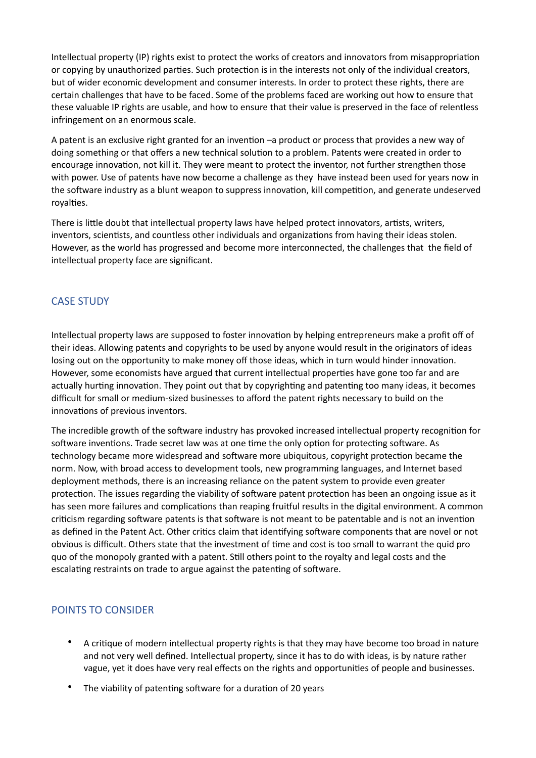Intellectual property (IP) rights exist to protect the works of creators and innovators from misappropriation or copying by unauthorized parties. Such protection is in the interests not only of the individual creators, but of wider economic development and consumer interests. In order to protect these rights, there are certain challenges that have to be faced. Some of the problems faced are working out how to ensure that these valuable IP rights are usable, and how to ensure that their value is preserved in the face of relentless infringement on an enormous scale.

A patent is an exclusive right granted for an invention –a product or process that provides a new way of doing something or that offers a new technical solution to a problem. Patents were created in order to encourage innovation, not kill it. They were meant to protect the inventor, not further strengthen those with power. Use of patents have now become a challenge as they have instead been used for years now in the software industry as a blunt weapon to suppress innovation, kill competition, and generate undeserved royalties.

There is little doubt that intellectual property laws have helped protect innovators, artists, writers, inventors, scientists, and countless other individuals and organizations from having their ideas stolen. However, as the world has progressed and become more interconnected, the challenges that the field of intellectual property face are significant.

## CASE STUDY

Intellectual property laws are supposed to foster innovation by helping entrepreneurs make a profit off of their ideas. Allowing patents and copyrights to be used by anyone would result in the originators of ideas losing out on the opportunity to make money off those ideas, which in turn would hinder innovation. However, some economists have argued that current intellectual properties have gone too far and are actually hurting innovation. They point out that by copyrighting and patenting too many ideas, it becomes difficult for small or medium-sized businesses to afford the patent rights necessary to build on the innovations of previous inventors.

The incredible growth of the software industry has provoked increased intellectual property recognition for software inventions. Trade secret law was at one time the only option for protecting software. As technology became more widespread and software more ubiquitous, copyright protection became the norm. Now, with broad access to development tools, new programming languages, and Internet based deployment methods, there is an increasing reliance on the patent system to provide even greater protection. The issues regarding the viability of software patent protection has been an ongoing issue as it has seen more failures and complications than reaping fruitful results in the digital environment. A common criticism regarding software patents is that software is not meant to be patentable and is not an invention as defined in the Patent Act. Other critics claim that identifying software components that are novel or not obvious is difficult. Others state that the investment of time and cost is too small to warrant the quid pro quo of the monopoly granted with a patent. Still others point to the royalty and legal costs and the escalating restraints on trade to argue against the patenting of software.

## POINTS TO CONSIDER

- A critique of modern intellectual property rights is that they may have become too broad in nature and not very well defined. Intellectual property, since it has to do with ideas, is by nature rather vague, yet it does have very real effects on the rights and opportunities of people and businesses.
- The viability of patenting software for a duration of 20 years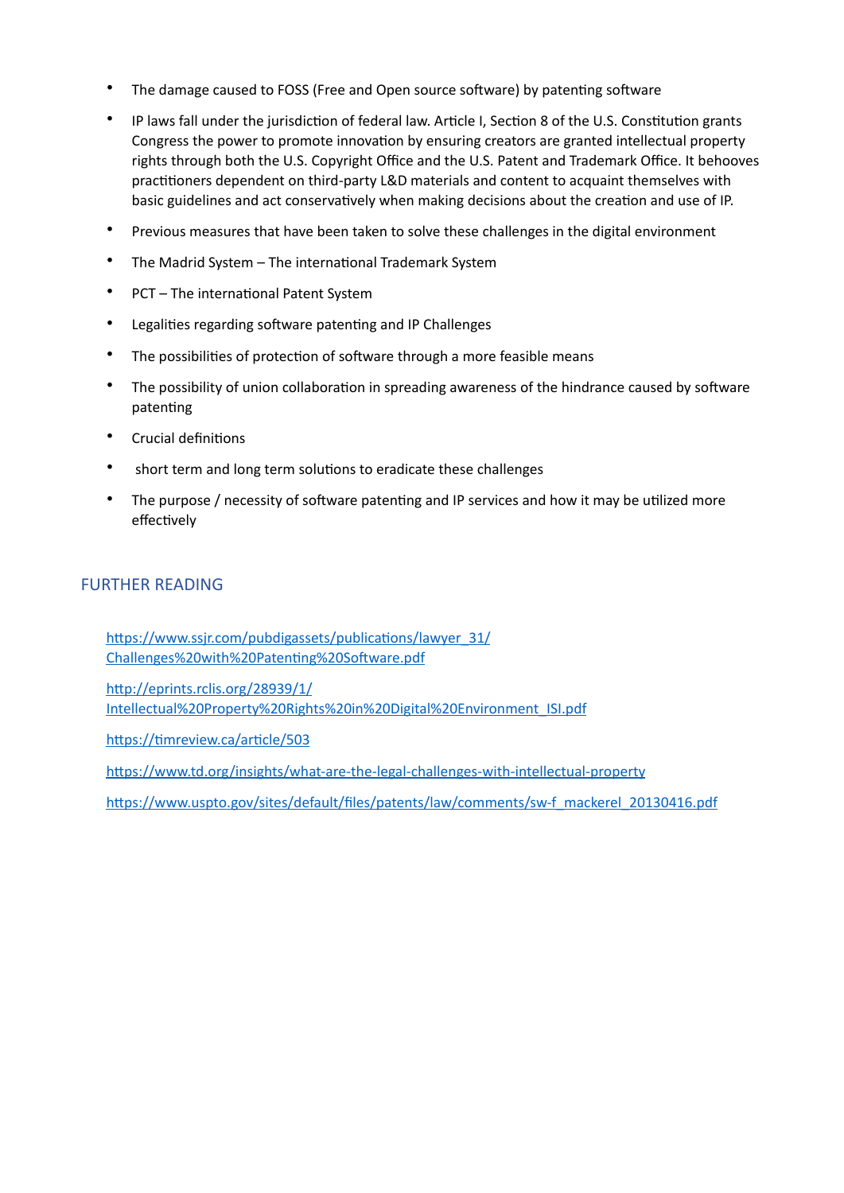- The damage caused to FOSS (Free and Open source software) by patenting software
- IP laws fall under the jurisdiction of federal law. Article I, Section 8 of the U.S. Constitution grants Congress the power to promote innovation by ensuring creators are granted intellectual property rights through both the U.S. Copyright Office and the U.S. Patent and Trademark Office. It behooves practitioners dependent on third-party L&D materials and content to acquaint themselves with basic guidelines and act conservatively when making decisions about the creation and use of IP.
- Previous measures that have been taken to solve these challenges in the digital environment
- The Madrid System – The international Trademark System
- PCT – The international Patent System
- Legalities regarding software patenting and IP Challenges
- The possibilities of protection of software through a more feasible means
- The possibility of union collaboration in spreading awareness of the hindrance caused by software patenting
- Crucial definitions
- short term and long term solutions to eradicate these challenges
- The purpose / necessity of software patenting and IP services and how it may be utilized more effectively

## FURTHER READING

https://www.ssjr.com/pubdigassets/publications/lawyer_31/Challenges%20with%20Patenting%20Software.pdf

http://eprints.rclis.org/28939/1/Intellectual%20Property%20Rights%20in%20Digital%20Environment_ISI.pdf

https://timreview.ca/article/503

https://www.td.org/insights/what-are-the-legal-challenges-with-intellectual-property

https://www.uspto.gov/sites/default/files/patents/law/comments/sw-f_mackerel_20130416.pdf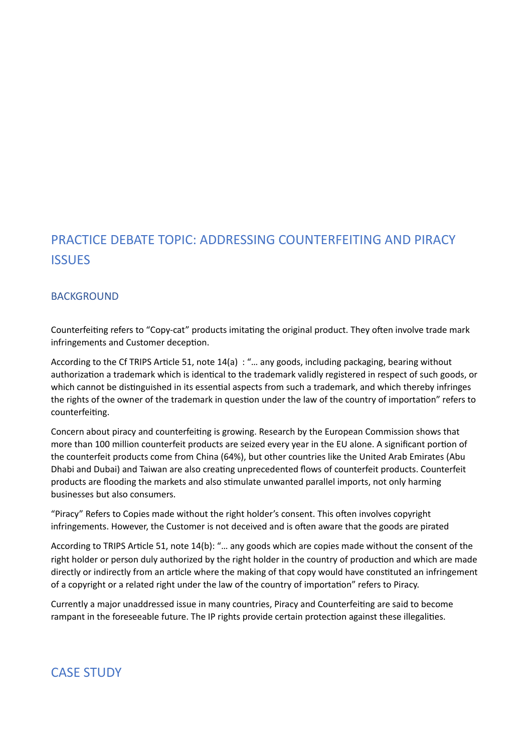## PRACTICE DEBATE TOPIC: ADDRESSING COUNTERFEITING AND PIRACY ISSUES

### BACKGROUND

Counterfeiting refers to “Copy-cat” products imitating the original product. They often involve trade mark infringements and Customer deception.

According to the Cf TRIPS Article 51, note 14(a) : “… any goods, including packaging, bearing without authorization a trademark which is identical to the trademark validly registered in respect of such goods, or which cannot be distinguished in its essential aspects from such a trademark, and which thereby infringes the rights of the owner of the trademark in question under the law of the country of importation” refers to counterfeiting.

Concern about piracy and counterfeiting is growing. Research by the European Commission shows that more than 100 million counterfeit products are seized every year in the EU alone. A significant portion of the counterfeit products come from China (64%), but other countries like the United Arab Emirates (Abu Dhabi and Dubai) and Taiwan are also creating unprecedented flows of counterfeit products. Counterfeit products are flooding the markets and also stimulate unwanted parallel imports, not only harming businesses but also consumers.

“Piracy” Refers to Copies made without the right holder’s consent. This often involves copyright infringements. However, the Customer is not deceived and is often aware that the goods are pirated

According to TRIPS Article 51, note 14(b): “… any goods which are copies made without the consent of the right holder or person duly authorized by the right holder in the country of production and which are made directly or indirectly from an article where the making of that copy would have constituted an infringement of a copyright or a related right under the law of the country of importation” refers to Piracy.

Currently a major unaddressed issue in many countries, Piracy and Counterfeiting are said to become rampant in the foreseeable future. The IP rights provide certain protection against these illegalities.

### CASE STUDY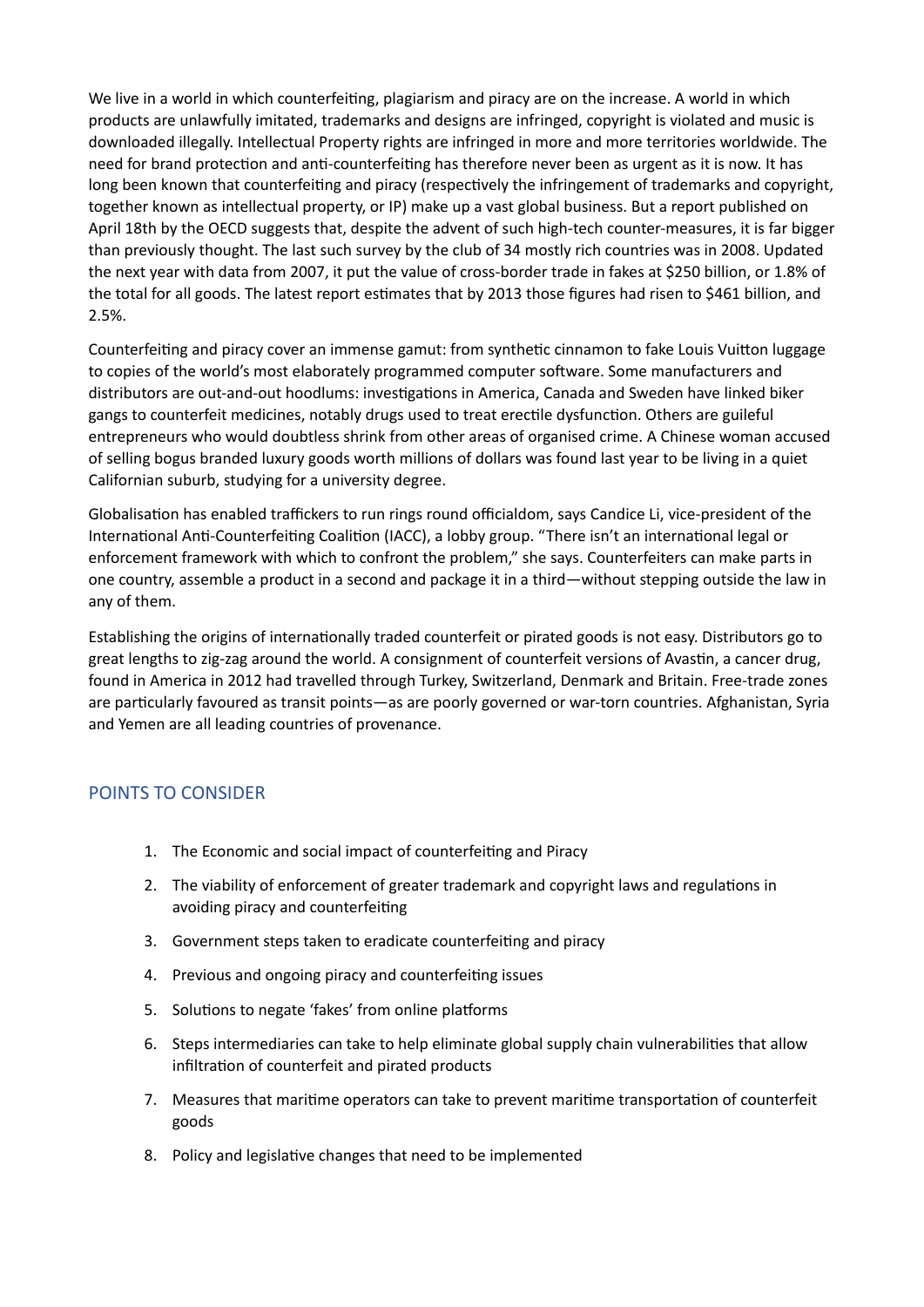We live in a world in which counterfeiting, plagiarism and piracy are on the increase. A world in which products are unlawfully imitated, trademarks and designs are infringed, copyright is violated and music is downloaded illegally. Intellectual Property rights are infringed in more and more territories worldwide. The need for brand protection and anti-counterfeiting has therefore never been as urgent as it is now. It has long been known that counterfeiting and piracy (respectively the infringement of trademarks and copyright, together known as intellectual property, or IP) make up a vast global business. But a report published on April 18th by the OECD suggests that, despite the advent of such high-tech counter-measures, it is far bigger than previously thought. The last such survey by the club of 34 mostly rich countries was in 2008. Updated the next year with data from 2007, it put the value of cross-border trade in fakes at $250 billion, or 1.8% of the total for all goods. The latest report estimates that by 2013 those figures had risen to $461 billion, and 2.5%.

Counterfeiting and piracy cover an immense gamut: from synthetic cinnamon to fake Louis Vuitton luggage to copies of the world's most elaborately programmed computer software. Some manufacturers and distributors are out-and-out hoodlums: investigations in America, Canada and Sweden have linked biker gangs to counterfeit medicines, notably drugs used to treat erectile dysfunction. Others are guileful entrepreneurs who would doubtless shrink from other areas of organised crime. A Chinese woman accused of selling bogus branded luxury goods worth millions of dollars was found last year to be living in a quiet Californian suburb, studying for a university degree.

Globalisation has enabled traffickers to run rings round officialdom, says Candice Li, vice-president of the International Anti-Counterfeiting Coalition (IACC), a lobby group. "There isn't an international legal or enforcement framework with which to confront the problem," she says. Counterfeiters can make parts in one country, assemble a product in a second and package it in a third—without stepping outside the law in any of them.

Establishing the origins of internationally traded counterfeit or pirated goods is not easy. Distributors go to great lengths to zig-zag around the world. A consignment of counterfeit versions of Avastin, a cancer drug, found in America in 2012 had travelled through Turkey, Switzerland, Denmark and Britain. Free-trade zones are particularly favoured as transit points—as are poorly governed or war-torn countries. Afghanistan, Syria and Yemen are all leading countries of provenance.

## POINTS TO CONSIDER

1. The Economic and social impact of counterfeiting and Piracy
2. The viability of enforcement of greater trademark and copyright laws and regulations in avoiding piracy and counterfeiting
3. Government steps taken to eradicate counterfeiting and piracy
4. Previous and ongoing piracy and counterfeiting issues
5. Solutions to negate 'fakes' from online platforms
6. Steps intermediaries can take to help eliminate global supply chain vulnerabilities that allow infiltration of counterfeit and pirated products
7. Measures that maritime operators can take to prevent maritime transportation of counterfeit goods
8. Policy and legislative changes that need to be implemented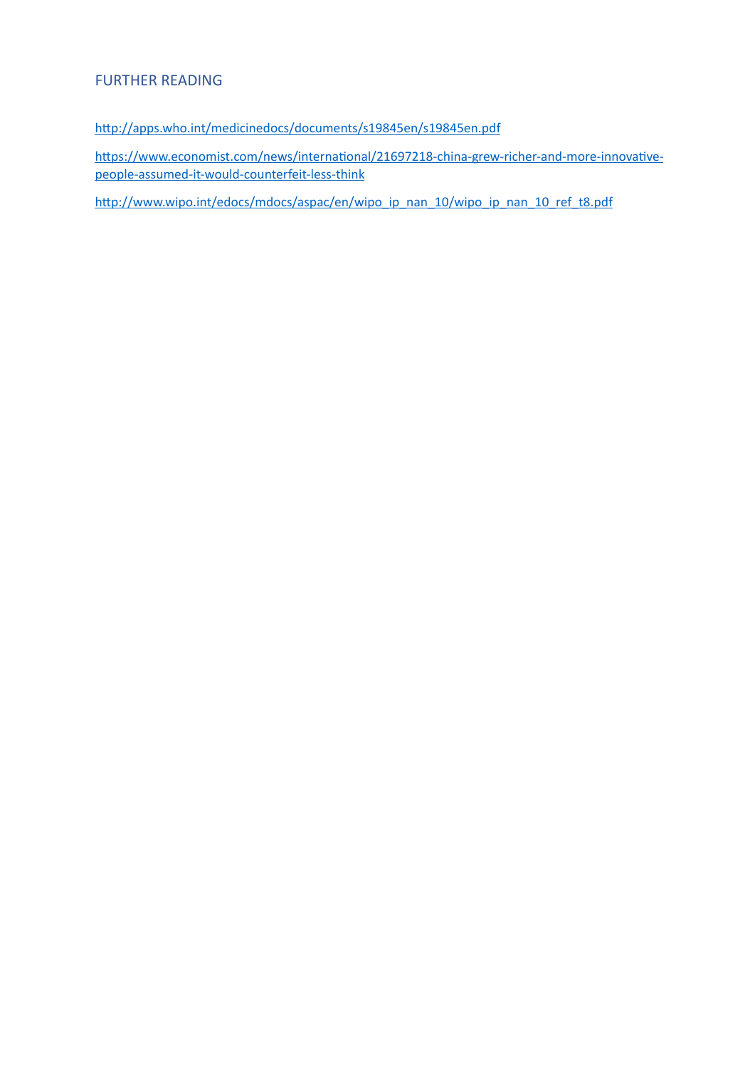## FURTHER READING

http://apps.who.int/medicinedocs/documents/s19845en/s19845en.pdf

https://www.economist.com/news/international/21697218-china-grew-richer-and-more-innovative-people-assumed-it-would-counterfeit-less-think

http://www.wipo.int/edocs/mdocs/aspac/en/wipo_ip_nan_10/wipo_ip_nan_10_ref_t8.pdf